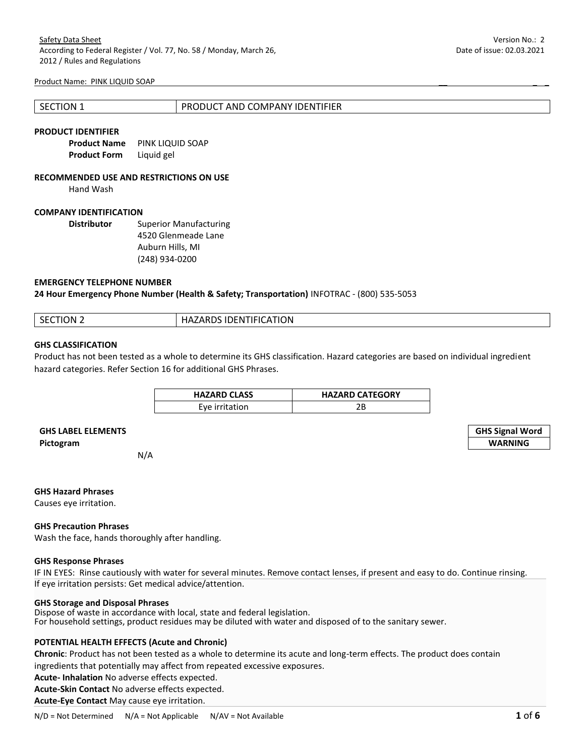Safety Data Sheet
According to Federal Register / Vol. 77, No. 58 / Monday, March 26, 2012 / Rules and Regulations

Version No.: 2
Date of issue: 02.03.2021

Product Name: PINK LIQUID SOAP

| SECTION 1 | PRODUCT AND COMPANY IDENTIFIER |
| --- | --- |

**PRODUCT IDENTIFIER**

**Product Name** PINK LIQUID SOAP
**Product Form** Liquid gel

**RECOMMENDED USE AND RESTRICTIONS ON USE**

Hand Wash

**COMPANY IDENTIFICATION**

**Distributor** Superior Manufacturing
4520 Glenmeade Lane
Auburn Hills, MI
(248) 934-0200

**EMERGENCY TELEPHONE NUMBER**

**24 Hour Emergency Phone Number (Health & Safety; Transportation)** INFOTRAC - (800) 535-5053

| SECTION 2 | HAZARDS IDENTIFICATION |
| --- | --- |

**GHS CLASSIFICATION**

Product has not been tested as a whole to determine its GHS classification. Hazard categories are based on individual ingredient hazard categories. Refer Section 16 for additional GHS Phrases.

| HAZARD CLASS | HAZARD CATEGORY |
| --- | --- |
| Eye irritation | 2B |

**GHS LABEL ELEMENTS**

**Pictogram**

N/A

| GHS Signal Word |
| --- |
| WARNING |

**GHS Hazard Phrases**

Causes eye irritation.

**GHS Precaution Phrases**

Wash the face, hands thoroughly after handling.

**GHS Response Phrases**

IF IN EYES: Rinse cautiously with water for several minutes. Remove contact lenses, if present and easy to do. Continue rinsing.
If eye irritation persists: Get medical advice/attention.

**GHS Storage and Disposal Phrases**

Dispose of waste in accordance with local, state and federal legislation.
For household settings, product residues may be diluted with water and disposed of to the sanitary sewer.

**POTENTIAL HEALTH EFFECTS (Acute and Chronic)**

**Chronic**: Product has not been tested as a whole to determine its acute and long-term effects. The product does contain ingredients that potentially may affect from repeated excessive exposures.
**Acute- Inhalation** No adverse effects expected.
**Acute-Skin Contact** No adverse effects expected.
**Acute-Eye Contact** May cause eye irritation.

N/D = Not Determined N/A = Not Applicable N/AV = Not Available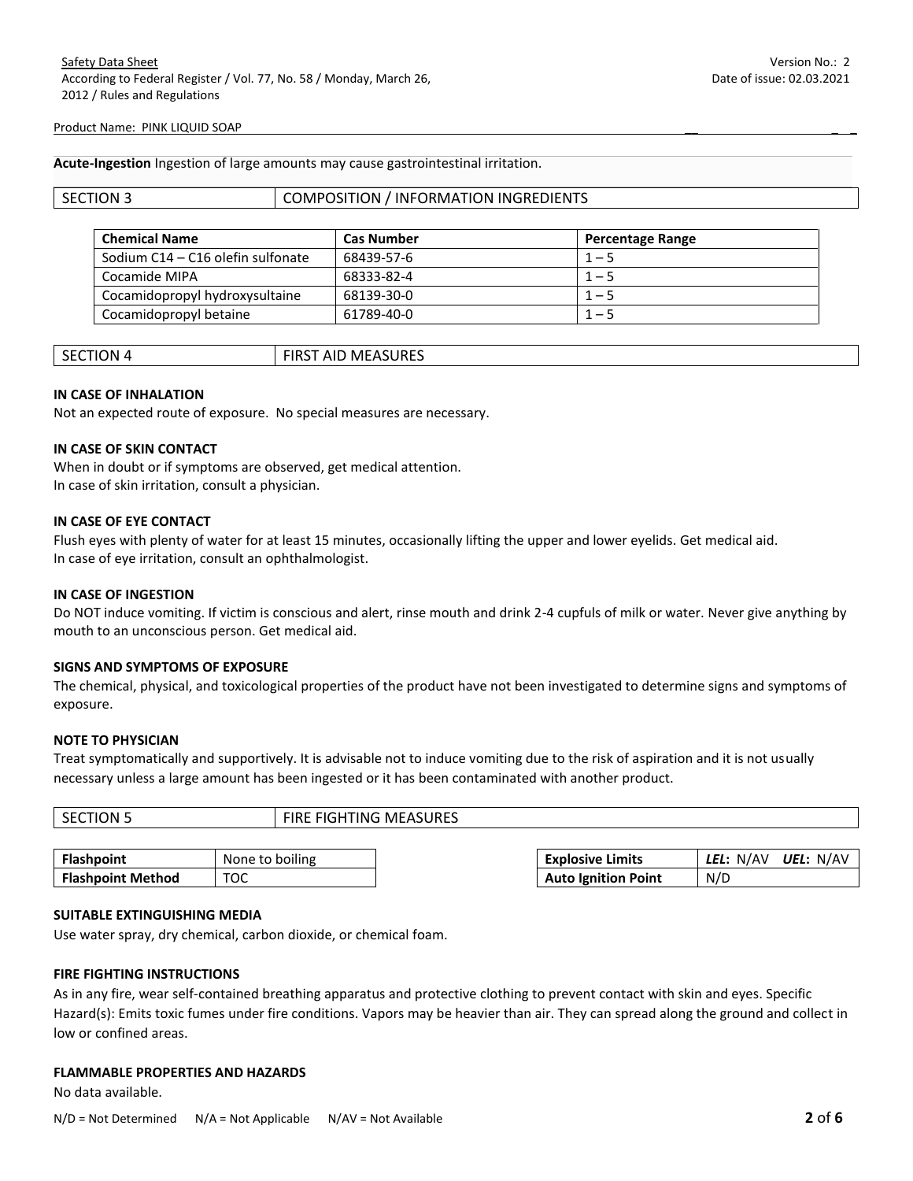**Acute-Ingestion** Ingestion of large amounts may cause gastrointestinal irritation.

| SECTION 3 | COMPOSITION / INFORMATION INGREDIENTS |
|---|---|

| Chemical Name | Cas Number | Percentage Range |
|---|---|---|
| Sodium C14 – C16 olefin sulfonate | 68439-57-6 | 1 – 5 |
| Cocamide MIPA | 68333-82-4 | 1 – 5 |
| Cocamidopropyl hydroxysultaine | 68139-30-0 | 1 – 5 |
| Cocamidopropyl betaine | 61789-40-0 | 1 – 5 |

| SECTION 4 | FIRST AID MEASURES |
|---|---|

**IN CASE OF INHALATION**

Not an expected route of exposure. No special measures are necessary.

**IN CASE OF SKIN CONTACT**

When in doubt or if symptoms are observed, get medical attention.
In case of skin irritation, consult a physician.

**IN CASE OF EYE CONTACT**

Flush eyes with plenty of water for at least 15 minutes, occasionally lifting the upper and lower eyelids. Get medical aid.
In case of eye irritation, consult an ophthalmologist.

**IN CASE OF INGESTION**

Do NOT induce vomiting. If victim is conscious and alert, rinse mouth and drink 2-4 cupfuls of milk or water. Never give anything by mouth to an unconscious person. Get medical aid.

**SIGNS AND SYMPTOMS OF EXPOSURE**

The chemical, physical, and toxicological properties of the product have not been investigated to determine signs and symptoms of exposure.

**NOTE TO PHYSICIAN**

Treat symptomatically and supportively. It is advisable not to induce vomiting due to the risk of aspiration and it is not usually necessary unless a large amount has been ingested or it has been contaminated with another product.

| SECTION 5 | FIRE FIGHTING MEASURES |
|---|---|

| Flashpoint | None to boiling |
|---|---|
| Flashpoint Method | TOC |

| Explosive Limits | *LEL*: N/AV *UEL*: N/AV |
|---|---|
| Auto Ignition Point | N/D |

**SUITABLE EXTINGUISHING MEDIA**

Use water spray, dry chemical, carbon dioxide, or chemical foam.

**FIRE FIGHTING INSTRUCTIONS**

As in any fire, wear self-contained breathing apparatus and protective clothing to prevent contact with skin and eyes. Specific Hazard(s): Emits toxic fumes under fire conditions. Vapors may be heavier than air. They can spread along the ground and collect in low or confined areas.

**FLAMMABLE PROPERTIES AND HAZARDS**

No data available.

N/D = Not Determined N/A = Not Applicable N/AV = Not Available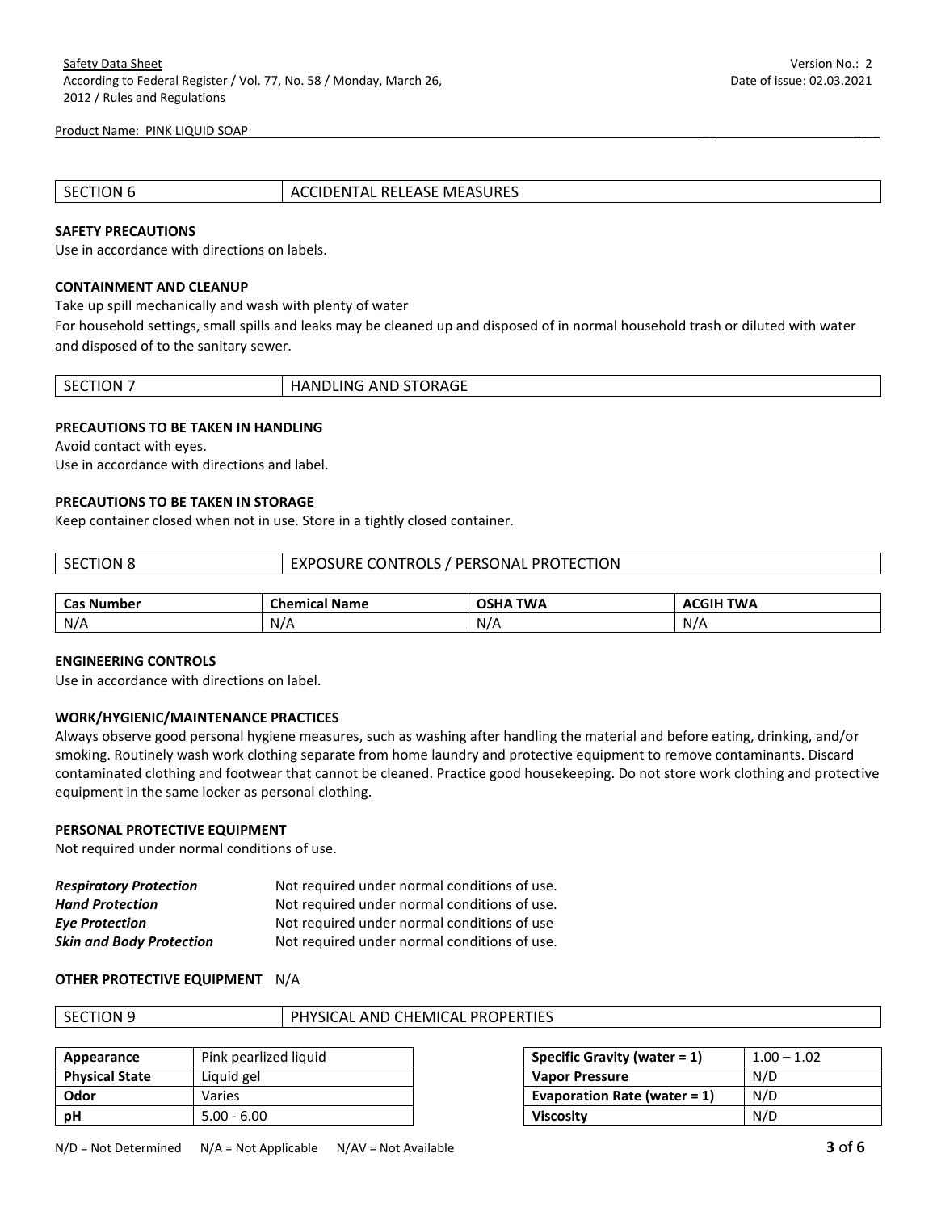| SECTION 6 | ACCIDENTAL RELEASE MEASURES |
|---|---|

**SAFETY PRECAUTIONS**
Use in accordance with directions on labels.

**CONTAINMENT AND CLEANUP**
Take up spill mechanically and wash with plenty of water
For household settings, small spills and leaks may be cleaned up and disposed of in normal household trash or diluted with water and disposed of to the sanitary sewer.

| SECTION 7 | HANDLING AND STORAGE |
|---|---|

**PRECAUTIONS TO BE TAKEN IN HANDLING**
Avoid contact with eyes.
Use in accordance with directions and label.

**PRECAUTIONS TO BE TAKEN IN STORAGE**
Keep container closed when not in use. Store in a tightly closed container.

| SECTION 8 | EXPOSURE CONTROLS / PERSONAL PROTECTION |
|---|---|

| Cas Number | Chemical Name | OSHA TWA | ACGIH TWA |
|---|---|---|---|
| N/A | N/A | N/A | N/A |

**ENGINEERING CONTROLS**
Use in accordance with directions on label.

**WORK/HYGIENIC/MAINTENANCE PRACTICES**
Always observe good personal hygiene measures, such as washing after handling the material and before eating, drinking, and/or smoking. Routinely wash work clothing separate from home laundry and protective equipment to remove contaminants. Discard contaminated clothing and footwear that cannot be cleaned. Practice good housekeeping. Do not store work clothing and protective equipment in the same locker as personal clothing.

**PERSONAL PROTECTIVE EQUIPMENT**
Not required under normal conditions of use.

***Respiratory Protection*** Not required under normal conditions of use.
***Hand Protection*** Not required under normal conditions of use.
***Eye Protection*** Not required under normal conditions of use
***Skin and Body Protection*** Not required under normal conditions of use.

**OTHER PROTECTIVE EQUIPMENT** N/A

| SECTION 9 | PHYSICAL AND CHEMICAL PROPERTIES |
|---|---|

| Appearance | Pink pearlized liquid |
|---|---|
| **Physical State** | Liquid gel |
| **Odor** | Varies |
| **pH** | 5.00 - 6.00 |

| Specific Gravity (water = 1) | 1.00 – 1.02 |
|---|---|
| **Vapor Pressure** | N/D |
| **Evaporation Rate (water = 1)** | N/D |
| **Viscosity** | N/D |

N/D = Not Determined N/A = Not Applicable N/AV = Not Available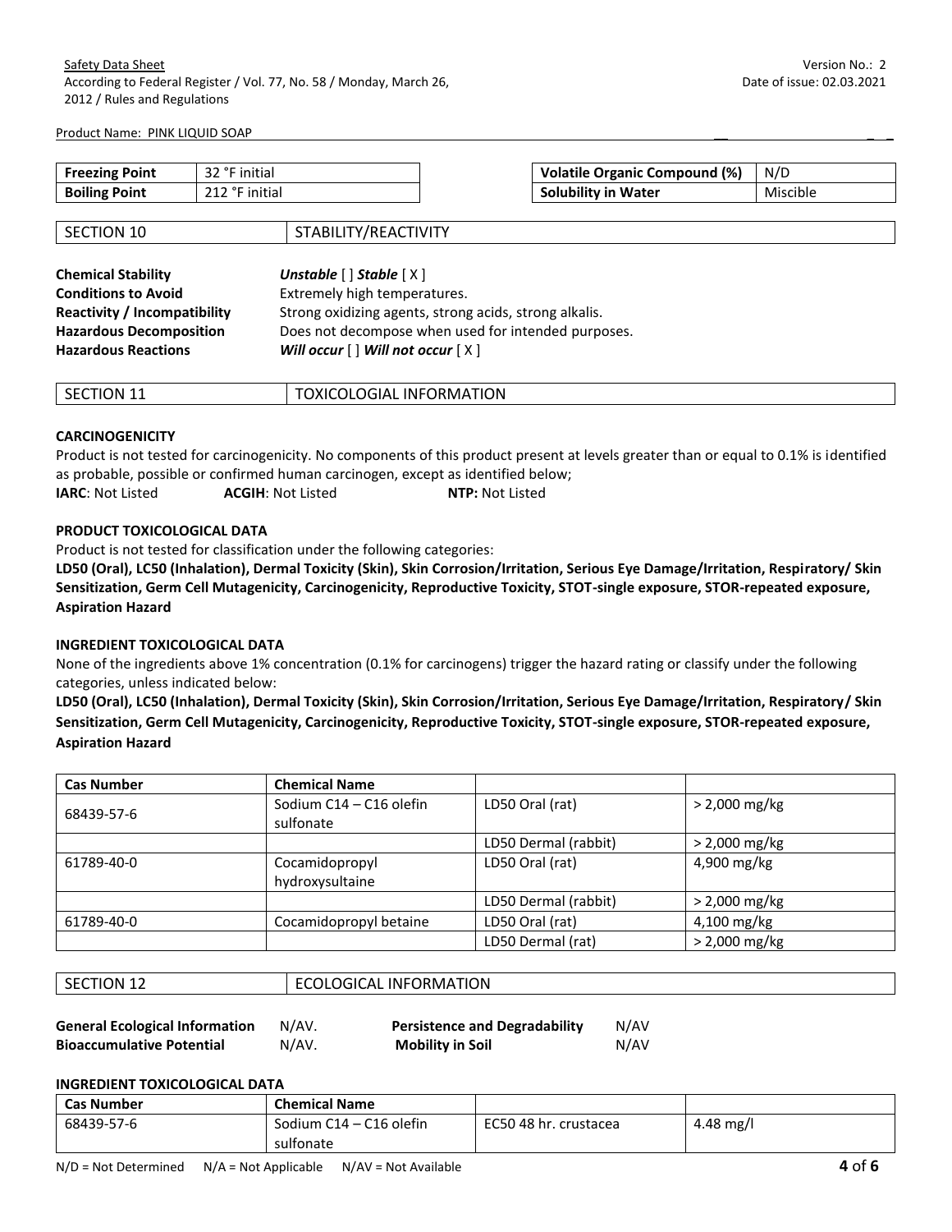| Freezing Point | 32 °F initial |
| --- | --- |
| Boiling Point | 212 °F initial |

| Volatile Organic Compound (%) | N/D |
| --- | --- |
| Solubility in Water | Miscible |

| SECTION 10 | STABILITY/REACTIVITY |
| --- | --- |

**Chemical Stability** ***Unstable*** [ ] ***Stable*** [ X ]
**Conditions to Avoid** Extremely high temperatures.
**Reactivity / Incompatibility** Strong oxidizing agents, strong acids, strong alkalis.
**Hazardous Decomposition** Does not decompose when used for intended purposes.
**Hazardous Reactions** ***Will occur*** [ ] ***Will not occur*** [ X ]

| SECTION 11 | TOXICOLOGIAL INFORMATION |
| --- | --- |

**CARCINOGENICITY**

Product is not tested for carcinogenicity. No components of this product present at levels greater than or equal to 0.1% is identified as probable, possible or confirmed human carcinogen, except as identified below;

**IARC**: Not Listed **ACGIH**: Not Listed **NTP:** Not Listed

**PRODUCT TOXICOLOGICAL DATA**

Product is not tested for classification under the following categories:

**LD50 (Oral), LC50 (Inhalation), Dermal Toxicity (Skin), Skin Corrosion/Irritation, Serious Eye Damage/Irritation, Respiratory/ Skin Sensitization, Germ Cell Mutagenicity, Carcinogenicity, Reproductive Toxicity, STOT-single exposure, STOR-repeated exposure, Aspiration Hazard**

**INGREDIENT TOXICOLOGICAL DATA**

None of the ingredients above 1% concentration (0.1% for carcinogens) trigger the hazard rating or classify under the following categories, unless indicated below:

**LD50 (Oral), LC50 (Inhalation), Dermal Toxicity (Skin), Skin Corrosion/Irritation, Serious Eye Damage/Irritation, Respiratory/ Skin Sensitization, Germ Cell Mutagenicity, Carcinogenicity, Reproductive Toxicity, STOT-single exposure, STOR-repeated exposure, Aspiration Hazard**

| Cas Number | Chemical Name | | |
| --- | --- | --- | --- |
| 68439-57-6 | Sodium C14 – C16 olefin sulfonate | LD50 Oral (rat) | > 2,000 mg/kg |
| | | LD50 Dermal (rabbit) | > 2,000 mg/kg |
| 61789-40-0 | Cocamidopropyl hydroxysultaine | LD50 Oral (rat) | 4,900 mg/kg |
| | | LD50 Dermal (rabbit) | > 2,000 mg/kg |
| 61789-40-0 | Cocamidopropyl betaine | LD50 Oral (rat) | 4,100 mg/kg |
| | | LD50 Dermal (rat) | > 2,000 mg/kg |

| SECTION 12 | ECOLOGICAL INFORMATION |
| --- | --- |

**General Ecological Information** N/AV. **Persistence and Degradability** N/AV
**Bioaccumulative Potential** N/AV. **Mobility in Soil** N/AV

**INGREDIENT TOXICOLOGICAL DATA**

| Cas Number | Chemical Name | | |
| --- | --- | --- | --- |
| 68439-57-6 | Sodium C14 – C16 olefin sulfonate | EC50 48 hr. crustacea | 4.48 mg/l |

N/D = Not Determined N/A = Not Applicable N/AV = Not Available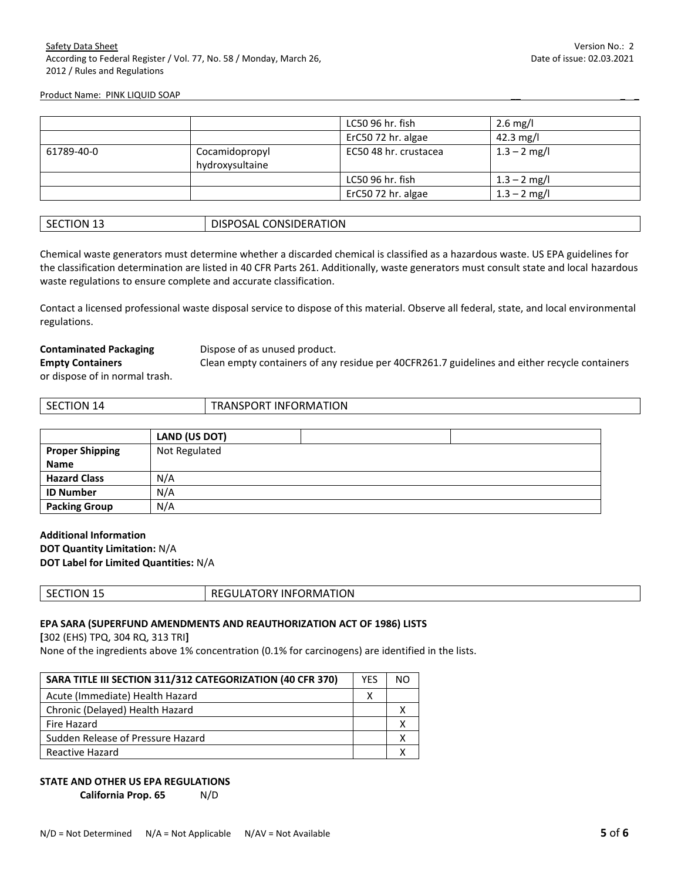| | | LC50 96 hr. fish | 2.6 mg/l |
|---|---|---|---|
| | | ErC50 72 hr. algae | 42.3 mg/l |
| 61789-40-0 | Cocamidopropyl hydroxysultaine | EC50 48 hr. crustacea | 1.3 – 2 mg/l |
| | | LC50 96 hr. fish | 1.3 – 2 mg/l |
| | | ErC50 72 hr. algae | 1.3 – 2 mg/l |

## SECTION 13 DISPOSAL CONSIDERATION

Chemical waste generators must determine whether a discarded chemical is classified as a hazardous waste. US EPA guidelines for the classification determination are listed in 40 CFR Parts 261. Additionally, waste generators must consult state and local hazardous waste regulations to ensure complete and accurate classification.

Contact a licensed professional waste disposal service to dispose of this material. Observe all federal, state, and local environmental regulations.

**Contaminated Packaging** Dispose of as unused product.
**Empty Containers** Clean empty containers of any residue per 40CFR261.7 guidelines and either recycle containers or dispose of in normal trash.

## SECTION 14 TRANSPORT INFORMATION

| | LAND (US DOT) | | |
|---|---|---|---|
| **Proper Shipping Name** | Not Regulated | | |
| **Hazard Class** | N/A | | |
| **ID Number** | N/A | | |
| **Packing Group** | N/A | | |

**Additional Information**
**DOT Quantity Limitation:** N/A
**DOT Label for Limited Quantities:** N/A

## SECTION 15 REGULATORY INFORMATION

**EPA SARA (SUPERFUND AMENDMENTS AND REAUTHORIZATION ACT OF 1986) LISTS**
**[**302 (EHS) TPQ, 304 RQ, 313 TRI**]**
None of the ingredients above 1% concentration (0.1% for carcinogens) are identified in the lists.

| SARA TITLE III SECTION 311/312 CATEGORIZATION (40 CFR 370) | YES | NO |
|---|---|---|
| Acute (Immediate) Health Hazard | X | |
| Chronic (Delayed) Health Hazard | | X |
| Fire Hazard | | X |
| Sudden Release of Pressure Hazard | | X |
| Reactive Hazard | | X |

**STATE AND OTHER US EPA REGULATIONS**
**California Prop. 65** N/D

N/D = Not Determined N/A = Not Applicable N/AV = Not Available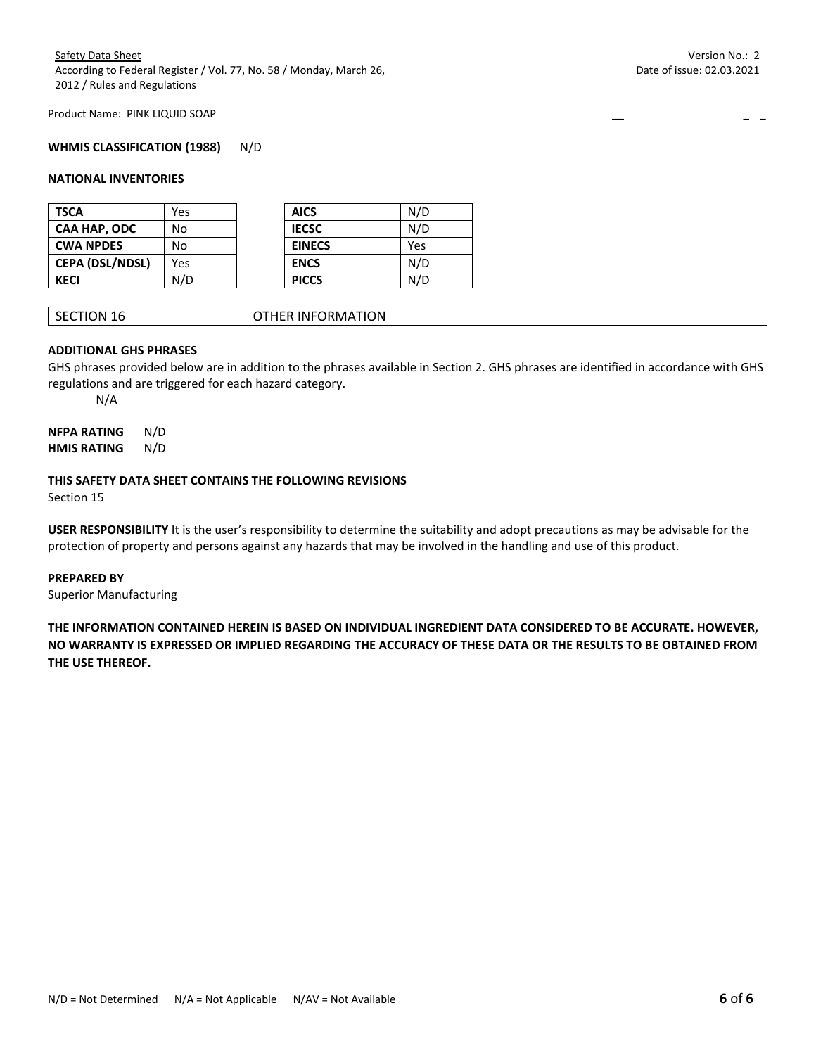**WHMIS CLASSIFICATION (1988)** N/D

**NATIONAL INVENTORIES**

| | |
|---|---|
| **TSCA** | Yes |
| **CAA HAP, ODC** | No |
| **CWA NPDES** | No |
| **CEPA (DSL/NDSL)** | Yes |
| **KECI** | N/D |

| | |
|---|---|
| **AICS** | N/D |
| **IECSC** | N/D |
| **EINECS** | Yes |
| **ENCS** | N/D |
| **PICCS** | N/D |

## SECTION 16 OTHER INFORMATION

**ADDITIONAL GHS PHRASES**

GHS phrases provided below are in addition to the phrases available in Section 2. GHS phrases are identified in accordance with GHS regulations and are triggered for each hazard category.

N/A

**NFPA RATING** N/D
**HMIS RATING** N/D

**THIS SAFETY DATA SHEET CONTAINS THE FOLLOWING REVISIONS**

Section 15

**USER RESPONSIBILITY** It is the user's responsibility to determine the suitability and adopt precautions as may be advisable for the protection of property and persons against any hazards that may be involved in the handling and use of this product.

**PREPARED BY**

Superior Manufacturing

**THE INFORMATION CONTAINED HEREIN IS BASED ON INDIVIDUAL INGREDIENT DATA CONSIDERED TO BE ACCURATE. HOWEVER, NO WARRANTY IS EXPRESSED OR IMPLIED REGARDING THE ACCURACY OF THESE DATA OR THE RESULTS TO BE OBTAINED FROM THE USE THEREOF.**

N/D = Not Determined N/A = Not Applicable N/AV = Not Available